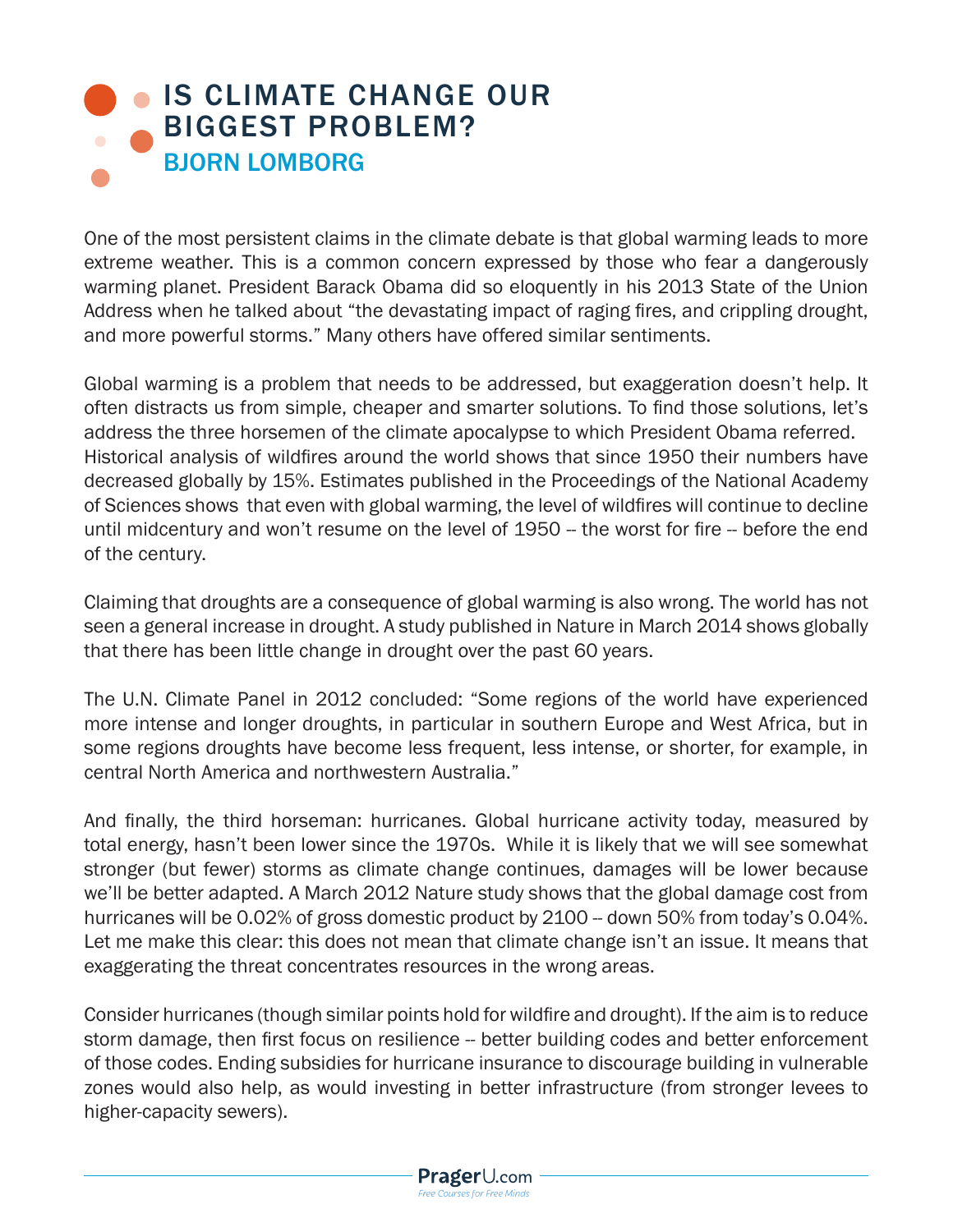# IS CLIMATE CHANGE OUR BIGGEST PROBLEM?

## BJORN LOMBORG

One of the most persistent claims in the climate debate is that global warming leads to more extreme weather. This is a common concern expressed by those who fear a dangerously warming planet. President Barack Obama did so eloquently in his 2013 State of the Union Address when he talked about "the devastating impact of raging fires, and crippling drought, and more powerful storms." Many others have offered similar sentiments.

Global warming is a problem that needs to be addressed, but exaggeration doesn't help. It often distracts us from simple, cheaper and smarter solutions. To find those solutions, let's address the three horsemen of the climate apocalypse to which President Obama referred. Historical analysis of wildfires around the world shows that since 1950 their numbers have decreased globally by 15%. Estimates published in the Proceedings of the National Academy of Sciences shows that even with global warming, the level of wildfires will continue to decline until midcentury and won't resume on the level of 1950 -- the worst for fire -- before the end of the century.

Claiming that droughts are a consequence of global warming is also wrong. The world has not seen a general increase in drought. A study published in Nature in March 2014 shows globally that there has been little change in drought over the past 60 years.

The U.N. Climate Panel in 2012 concluded: "Some regions of the world have experienced more intense and longer droughts, in particular in southern Europe and West Africa, but in some regions droughts have become less frequent, less intense, or shorter, for example, in central North America and northwestern Australia."

And finally, the third horseman: hurricanes. Global hurricane activity today, measured by total energy, hasn't been lower since the 1970s. While it is likely that we will see somewhat stronger (but fewer) storms as climate change continues, damages will be lower because we'll be better adapted. A March 2012 Nature study shows that the global damage cost from hurricanes will be 0.02% of gross domestic product by 2100 -- down 50% from today's 0.04%. Let me make this clear: this does not mean that climate change isn't an issue. It means that exaggerating the threat concentrates resources in the wrong areas.

Consider hurricanes (though similar points hold for wildfire and drought). If the aim is to reduce storm damage, then first focus on resilience -- better building codes and better enforcement of those codes. Ending subsidies for hurricane insurance to discourage building in vulnerable zones would also help, as would investing in better infrastructure (from stronger levees to higher-capacity sewers).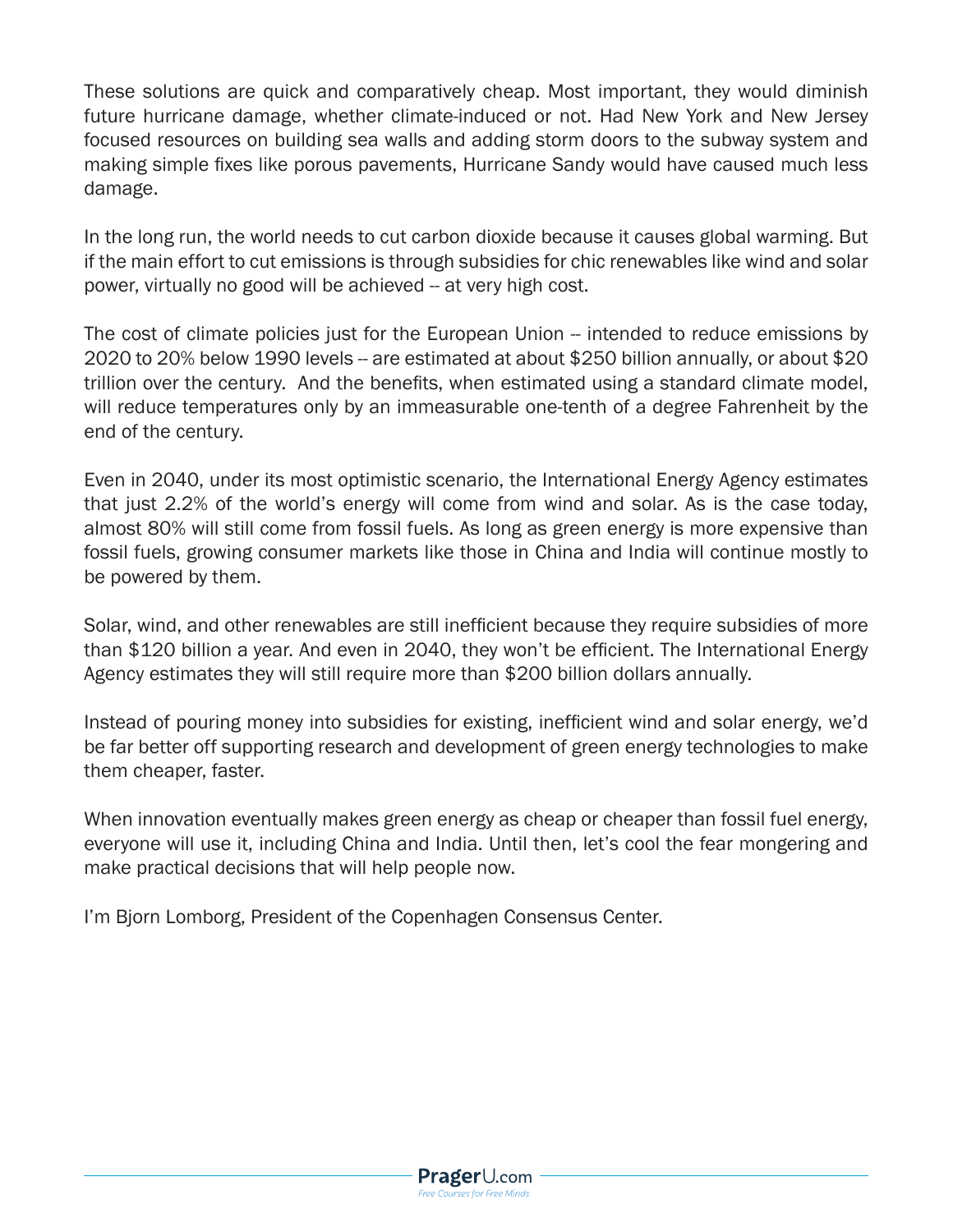These solutions are quick and comparatively cheap. Most important, they would diminish future hurricane damage, whether climate-induced or not. Had New York and New Jersey focused resources on building sea walls and adding storm doors to the subway system and making simple fixes like porous pavements, Hurricane Sandy would have caused much less damage.

In the long run, the world needs to cut carbon dioxide because it causes global warming. But if the main effort to cut emissions is through subsidies for chic renewables like wind and solar power, virtually no good will be achieved -- at very high cost.

The cost of climate policies just for the European Union -- intended to reduce emissions by 2020 to 20% below 1990 levels -- are estimated at about $250 billion annually, or about $20 trillion over the century. And the benefits, when estimated using a standard climate model, will reduce temperatures only by an immeasurable one-tenth of a degree Fahrenheit by the end of the century.

Even in 2040, under its most optimistic scenario, the International Energy Agency estimates that just 2.2% of the world's energy will come from wind and solar. As is the case today, almost 80% will still come from fossil fuels. As long as green energy is more expensive than fossil fuels, growing consumer markets like those in China and India will continue mostly to be powered by them.

Solar, wind, and other renewables are still inefficient because they require subsidies of more than $120 billion a year. And even in 2040, they won't be efficient. The International Energy Agency estimates they will still require more than $200 billion dollars annually.

Instead of pouring money into subsidies for existing, inefficient wind and solar energy, we'd be far better off supporting research and development of green energy technologies to make them cheaper, faster.

When innovation eventually makes green energy as cheap or cheaper than fossil fuel energy, everyone will use it, including China and India. Until then, let's cool the fear mongering and make practical decisions that will help people now.

I'm Bjorn Lomborg, President of the Copenhagen Consensus Center.